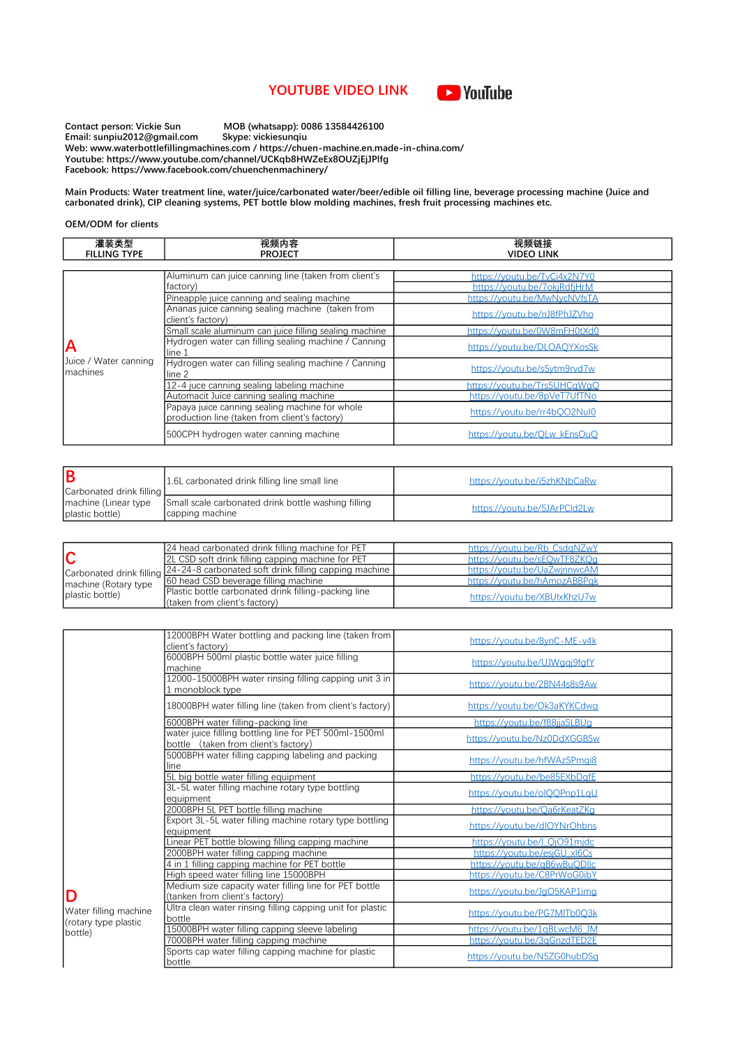# YOUTUBE VIDEO LINK

YouTube

Contact person: Vickie Sun MOB (whatsapp): 0086 13584426100
Email: sunpiu2012@gmail.com Skype: vickiesunqiu
Web: www.waterbottlefillingmachines.com / https://chuen-machine.en.made-in-china.com/
Youtube: https://www.youtube.com/channel/UCKqb8HWZeEx8OUZjEjJPlfg
Facebook: https://www.facebook.com/chuenchenmachinery/

Main Products: Water treatment line, water/juice/carbonated water/beer/edible oil filling line, beverage processing machine (Juice and carbonated drink), CIP cleaning systems, PET bottle blow molding machines, fresh fruit processing machines etc.

OEM/ODM for clients

| 灌装类型 FILLING TYPE | 视频内容 PROJECT | 视频链接 VIDEO LINK |
|---|---|---|
| **A** Juice / Water canning machines | Aluminum can juice canning line (taken from client's factory) | https://youtu.be/TvCi4x2N7Y0 |
| | Pineapple juice canning and sealing machine | https://youtu.be/7okjRdfjHrM |
| | Ananas juice canning sealing machine (taken from client's factory) | https://youtu.be/MwNycNVfsTA |
| | Small scale aluminum can juice filling sealing machine | https://youtu.be/nJ8fPhJZVho |
| | Hydrogen water can filling sealing machine / Canning line 1 | https://youtu.be/0W8mFH0tXd0 |
| | Hydrogen water can filling sealing machine / Canning line 2 | https://youtu.be/DLOAQYXosSk |
| | 12-4 juce canning sealing labeling machine | https://youtu.be/s5ytm9rvd7w |
| | Automacit Juice canning sealing machine | https://youtu.be/Trs5UHCqWgQ |
| | Papaya juice canning sealing machine for whole production line (taken from client's factory) | https://youtu.be/8pVeT7UfTNo |
| | 500CPH hydrogen water canning machine | https://youtu.be/rr4bQO2Nul0 |
| | | https://youtu.be/QLw_kEnsOuQ |
| **B** Carbonated drink filling machine (Linear type plastic bottle) | 1.6L carbonated drink filling line small line | https://youtu.be/i5zhKNbCaRw |
| | Small scale carbonated drink bottle washing filling capping machine | https://youtu.be/5JArPCld2Lw |
| **C** Carbonated drink filling machine (Rotary type plastic bottle) | 24 head carbonated drink filling machine for PET | https://youtu.be/Rb_CsdqNZwY |
| | 2L CSD soft drink filling capping machine for PET | https://youtu.be/sEQwTF8ZKQg |
| | 24-24-8 carbonated soft drink filling capping machine | https://youtu.be/UaZwjnnwcAM |
| | 60 head CSD beverage filling machine | https://youtu.be/hAmozABBPgk |
| | Plastic bottle carbonated drink filling-packing line (taken from client's factory) | https://youtu.be/XBUIxKhzU7w |
| **D** Water filling machine (rotary type plastic bottle) | 12000BPH Water bottling and packing line (taken from client's factory) | https://youtu.be/8ynC-ME-v4k |
| | 6000BPH 500ml plastic bottle water juice filling machine | https://youtu.be/UJWgqj9fgfY |
| | 12000-15000BPH water rinsing filling capping unit 3 in 1 monoblock type | https://youtu.be/2BN44s8s9Aw |
| | 18000BPH water filling line (taken from client's factory) | https://youtu.be/Ok3aKYKCdwg |
| | 6000BPH water filling-packing line | https://youtu.be/f88jjaSLBUg |
| | water juice fillling bottling line for PET 500ml-1500ml bottle (taken from client's factory) | https://youtu.be/Nz0DdXGGBSw |
| | 5000BPH water filling capping labeling and packing line | https://youtu.be/hfWAzSPmgi8 |
| | 5L big bottle water filling equipment | https://youtu.be/be85EXbDqfE |
| | 3L-5L water filling machine rotary type bottling equipment | https://youtu.be/oIQQPnp1LqU |
| | 2000BPH 5L PET bottle filling machine | https://youtu.be/Qa6rKeatZKg |
| | Export 3L-5L water filling machine rotary type bottling equipment | https://youtu.be/dIOYNrOhbns |
| | Linear PET bottle blowing filling capping machine | https://youtu.be/l_QjO91mjdc |
| | 2000BPH water filling capping machine | https://youtu.be/esjGU_xl6Cs |
| | 4 in 1 filling capping machine for PET bottle | https://youtu.be/qB6wBuQDIlc |
| | High speed water filling line 15000BPH | https://youtu.be/C8PrWoG0ibY |
| | Medium size capacity water filling line for PET bottle (tanken from client's factory) | https://youtu.be/JgO5KAP1img |
| | Ultra clean water rinsing filling capping unit for plastic bottle | https://youtu.be/PG7MITb0Q3k |
| | 15000BPH water filling capping sleeve labeling | https://youtu.be/1qBLwcM6_JM |
| | 7000BPH water filling capping machine | https://youtu.be/3qGnzdTED2E |
| | Sports cap water filling capping machine for plastic bottle | https://youtu.be/N5ZG0hubDSg |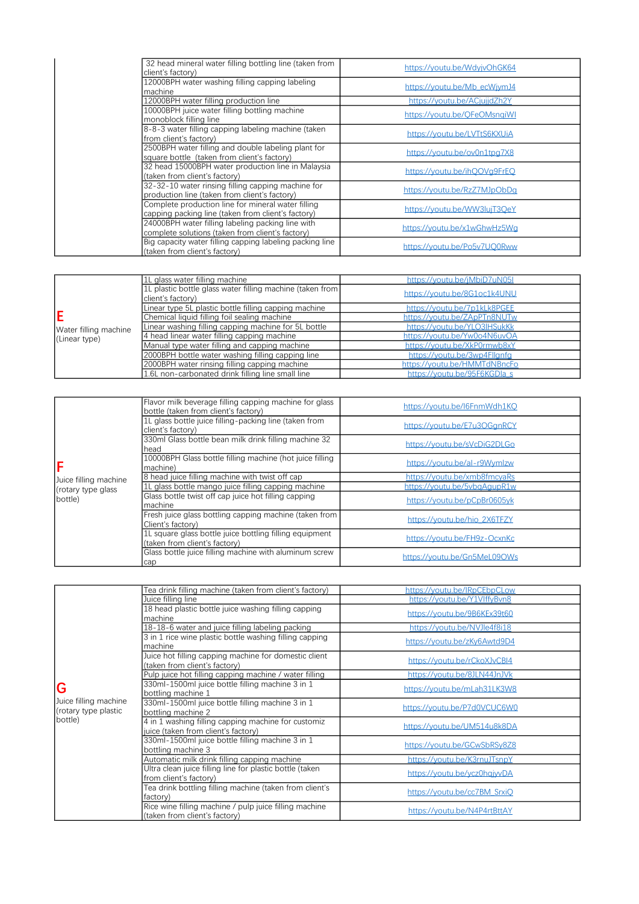| | | |
|---|---|---|
| | 32 head mineral water filling bottling line (taken from client's factory) | https://youtu.be/WdyjvOhGK64 |
| | 12000BPH water washing filling capping labeling machine | https://youtu.be/Mb_ecWjymJ4 |
| | 12000BPH water filling production line | https://youtu.be/ACjujjdZh2Y |
| | 10000BPH juice water filling bottling machine monoblock filling line | https://youtu.be/QFeOMsnqiWI |
| | 8-8-3 water filling capping labeling machine (taken from client's factory) | https://youtu.be/LVTtS6KXUiA |
| | 2500BPH water filling and double labeling plant for square bottle (taken from client's factory) | https://youtu.be/ov0n1tpg7X8 |
| | 32 head 15000BPH water production line in Malaysia (taken from client's factory) | https://youtu.be/ihQOVg9FrEQ |
| | 32-32-10 water rinsing filling capping machine for production line (taken from client's factory) | https://youtu.be/RzZ7MJpObDg |
| | Complete production line for mineral water filling capping packing line (taken from client's factory) | https://youtu.be/WW3lujT3QeY |
| | 24000BPH water filling labeling packing line with complete solutions (taken from client's factory) | https://youtu.be/x1wGhwHz5Wg |
| | Big capacity water filling capping labeling packing line (taken from client's factory) | https://youtu.be/Po5v7UQ0Rww |

| | | |
|---|---|---|
| **E** Water filling machine (Linear type) | 1L glass water filling machine | https://youtu.be/jMbiD7uN05I |
| | 1L plastic bottle glass water filling machine (taken from client's factory) | https://youtu.be/8G1oc1k4UNU |
| | Linear type 5L plastic bottle filling capping machine | https://youtu.be/7p1kLk8PGEE |
| | Chemical liquid filling foil sealing machine | https://youtu.be/ZApPTn8NUTw |
| | Linear washing filling capping machine for 5L bottle | https://youtu.be/YLO3lHSukKk |
| | 4 head linear water filling capping machine | https://youtu.be/Yw0o4N6uvOA |
| | Manual type water filling and capping machine | https://youtu.be/XkP0rmwb8xY |
| | 2000BPH bottle water washing filling capping line | https://youtu.be/3wp4Fllgnfg |
| | 2000BPH water rinsing filling capping machine | https://youtu.be/HMMTdNBncFo |
| | 1.6L non-carbonated drink filling line small line | https://youtu.be/95F6KGDla_s |

| | | |
|---|---|---|
| **F** Juice filling machine (rotary type glass bottle) | Flavor milk beverage filling capping machine for glass bottle (taken from client's factory) | https://youtu.be/l6FnmWdh1KQ |
| | 1L glass bottle juice filling-packing line (taken from client's factory) | https://youtu.be/E7u3OGgnRCY |
| | 330ml Glass bottle bean milk drink filling machine 32 head | https://youtu.be/sVcDiG2DLGo |
| | 10000BPH Glass bottle filling machine (hot juice filling machine) | https://youtu.be/al-r9Wymlzw |
| | 8 head juice filling machine with twist off cap | https://youtu.be/xmb8fmcyaRs |
| | 1L glass bottle mango juice filling capping machine | https://youtu.be/5vbqAgupR1w |
| | Glass bottle twist off cap juice hot filling capping machine | https://youtu.be/pCpBr0605yk |
| | Fresh juice glass bottling capping machine (taken from Client's factory) | https://youtu.be/hio_2X6TFZY |
| | 1L square glass bottle juice bottling filling equipment (taken from client's factory) | https://youtu.be/FH9z-OcxnKc |
| | Glass bottle juice filling machine with aluminum screw cap | https://youtu.be/Gn5MeL09OWs |

| | | |
|---|---|---|
| **G** Juice filling machine (rotary type plastic bottle) | Tea drink filling machine (taken from client's factory) | https://youtu.be/IRpCEbpCLow |
| | Juice filling line | https://youtu.be/Y1VIffyBvn8 |
| | 18 head plastic bottle juice washing filling capping machine | https://youtu.be/9B6KEx39t60 |
| | 18-18-6 water and juice filling labeling packing | https://youtu.be/NVJle4f8i18 |
| | 3 in 1 rice wine plastic bottle washing filling capping machine | https://youtu.be/zKy6Awtd9D4 |
| | Juice hot filling capping machine for domestic client (taken from client's factory) | https://youtu.be/rCkoXJvCBI4 |
| | Pulp juice hot filling capping machine / water filling | https://youtu.be/8JLN44JnJVk |
| | 330ml-1500ml juice bottle filling machine 3 in 1 bottling machine 1 | https://youtu.be/mLah31LK3W8 |
| | 330ml-1500ml juice bottle filling machine 3 in 1 bottling machine 2 | https://youtu.be/P7d0VCUC6W0 |
| | 4 in 1 washing filling capping machine for customiz juice (taken from client's factory) | https://youtu.be/UM514u8k8DA |
| | 330ml-1500ml juice bottle filling machine 3 in 1 bottling machine 3 | https://youtu.be/GCwSbRSy8Z8 |
| | Automatic milk drink filling capping machine | https://youtu.be/K3rnuJTsnpY |
| | Ultra clean juice filling line for plastic bottle (taken from client's factory) | https://youtu.be/ycz0hqjyvDA |
| | Tea drink bottling filling machine (taken from client's factory) | https://youtu.be/cc7BM_SrxiQ |
| | Rice wine filling machine / pulp juice filling machine (taken from client's factory) | https://youtu.be/N4P4rtBttAY |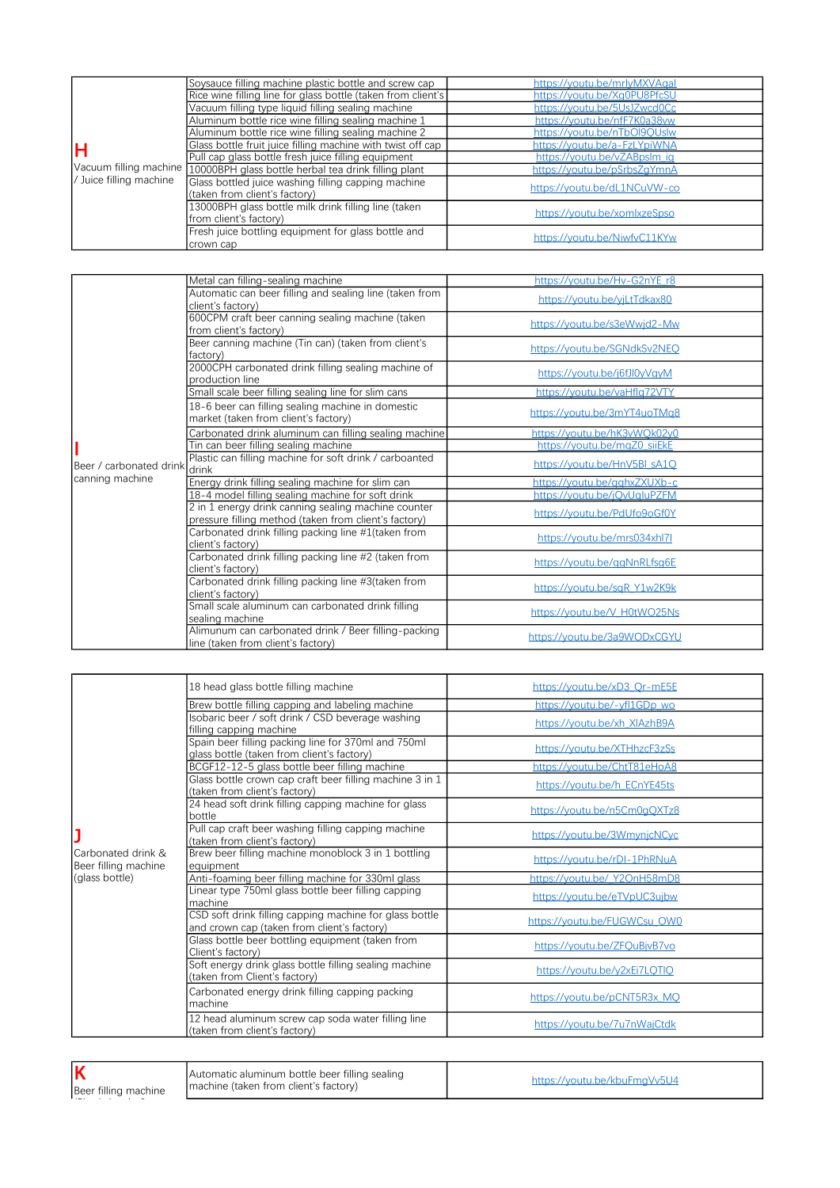| | | |
|---|---|---|
| **H** Vacuum filling machine / Juice filling machine | Soysauce filling machine plastic bottle and screw cap | https://youtu.be/mrlyMXVAgaI |
| | Rice wine filling line for glass bottle (taken from client's | https://youtu.be/Xg0PU8PfcSU |
| | Vacuum filling type liquid filling sealing machine | https://youtu.be/5UsJZwcd0Cc |
| | Aluminum bottle rice wine filling sealing machine 1 | https://youtu.be/nfF7K0a38vw |
| | Aluminum bottle rice wine filling sealing machine 2 | https://youtu.be/nTbOl9QUslw |
| | Glass bottle fruit juice filling machine with twist off cap | https://youtu.be/a-FzLYpiWNA |
| | Pull cap glass bottle fresh juice filling equipment | https://youtu.be/vZABpslm_ig |
| | 10000BPH glass bottle herbal tea drink filling plant | https://youtu.be/pSrbsZgYmnA |
| | Glass bottled juice washing filling capping machine (taken from client's factory) | https://youtu.be/dL1NCuVW-co |
| | 13000BPH glass bottle milk drink filling line (taken from client's factory) | https://youtu.be/xomlxzeSpso |
| | Fresh juice bottling equipment for glass bottle and crown cap | https://youtu.be/NiwfvC11KYw |

| | | |
|---|---|---|
| **I** Beer / carbonated drink canning machine | Metal can filling-sealing machine | https://youtu.be/Hv-G2nYE_r8 |
| | Automatic can beer filling and sealing line (taken from client's factory) | https://youtu.be/yjLtTdkax80 |
| | 600CPM craft beer canning sealing machine (taken from client's factory) | https://youtu.be/s3eWwjd2-Mw |
| | Beer canning machine (Tin can) (taken from client's factory) | https://youtu.be/SGNdkSv2NEQ |
| | 2000CPH carbonated drink filling sealing machine of production line | https://youtu.be/j6fJl0yVgyM |
| | Small scale beer filling sealing line for slim cans | https://youtu.be/vaHflq72VTY |
| | 18-6 beer can filling sealing machine in domestic market (taken from client's factory) | https://youtu.be/3mYT4uoTMq8 |
| | Carbonated drink aluminum can filling sealing machine | https://youtu.be/hK3vWQk02y0 |
| | Tin can beer filling sealing machine | https://youtu.be/mqZ0_siiEkE |
| | Plastic can filling machine for soft drink / carbonated drink | https://youtu.be/HnV5Bl_sA1Q |
| | Energy drink filling sealing machine for slim can | https://youtu.be/qghxZXUXb-c |
| | 18-4 model filling sealing machine for soft drink | https://youtu.be/jQvUgluPZFM |
| | 2 in 1 energy drink canning sealing machine counter pressure filling method (taken from client's factory) | https://youtu.be/PdUfo9oGf0Y |
| | Carbonated drink filling packing line #1(taken from client's factory) | https://youtu.be/mrs034xhl7I |
| | Carbonated drink filling packing line #2 (taken from client's factory) | https://youtu.be/qgNnRLfsg6E |
| | Carbonated drink filling packing line #3(taken from client's factory) | https://youtu.be/sqR_Y1w2K9k |
| | Small scale aluminum can carbonated drink filling sealing machine | https://youtu.be/V_H0tWO25Ns |
| | Alimunum can carbonated drink / Beer filling-packing line (taken from client's factory) | https://youtu.be/3a9WODxCGYU |

| | | |
|---|---|---|
| **J** Carbonated drink & Beer filling machine (glass bottle) | 18 head glass bottle filling machine | https://youtu.be/xD3_Qr-mE5E |
| | Brew bottle filling capping and labeling machine | https://youtu.be/-yfl1GDp_wo |
| | Isobaric beer / soft drink / CSD beverage washing filling capping machine | https://youtu.be/xh_XlAzhB9A |
| | Spain beer filling packing line for 370ml and 750ml glass bottle (taken from client's factory) | https://youtu.be/XTHhzcF3zSs |
| | BCGF12-12-5 glass bottle beer filling machine | https://youtu.be/ChtT81eHoA8 |
| | Glass bottle crown cap craft beer filling machine 3 in 1 (taken from client's factory) | https://youtu.be/h_ECnYE45ts |
| | 24 head soft drink filling capping machine for glass bottle | https://youtu.be/n5Cm0gQXTz8 |
| | Pull cap craft beer washing filling capping machine (taken from client's factory) | https://youtu.be/3WmynjcNCyc |
| | Brew beer filling machine monoblock 3 in 1 bottling equipment | https://youtu.be/rDI-1PhRNuA |
| | Anti-foaming beer filling machine for 330ml glass | https://youtu.be/_Y2OnH58mD8 |
| | Linear type 750ml glass bottle beer filling capping machine | https://youtu.be/eTVpUC3ujbw |
| | CSD soft drink filling capping machine for glass bottle and crown cap (taken from client's factory) | https://youtu.be/FUGWCsu_OW0 |
| | Glass bottle beer bottling equipment (taken from Client's factory) | https://youtu.be/ZFQuBjvB7vo |
| | Soft energy drink glass bottle filling sealing machine (taken from Client's factory) | https://youtu.be/y2xEi7LQTIQ |
| | Carbonated energy drink filling capping packing machine | https://youtu.be/pCNT5R3x_MQ |
| | 12 head aluminum screw cap soda water filling line (taken from client's factory) | https://youtu.be/7u7nWajCtdk |

| | | |
|---|---|---|
| **K** Beer filling machine | Automatic aluminum bottle beer filling sealing machine (taken from client's factory) | https://youtu.be/kbuFmgVv5U4 |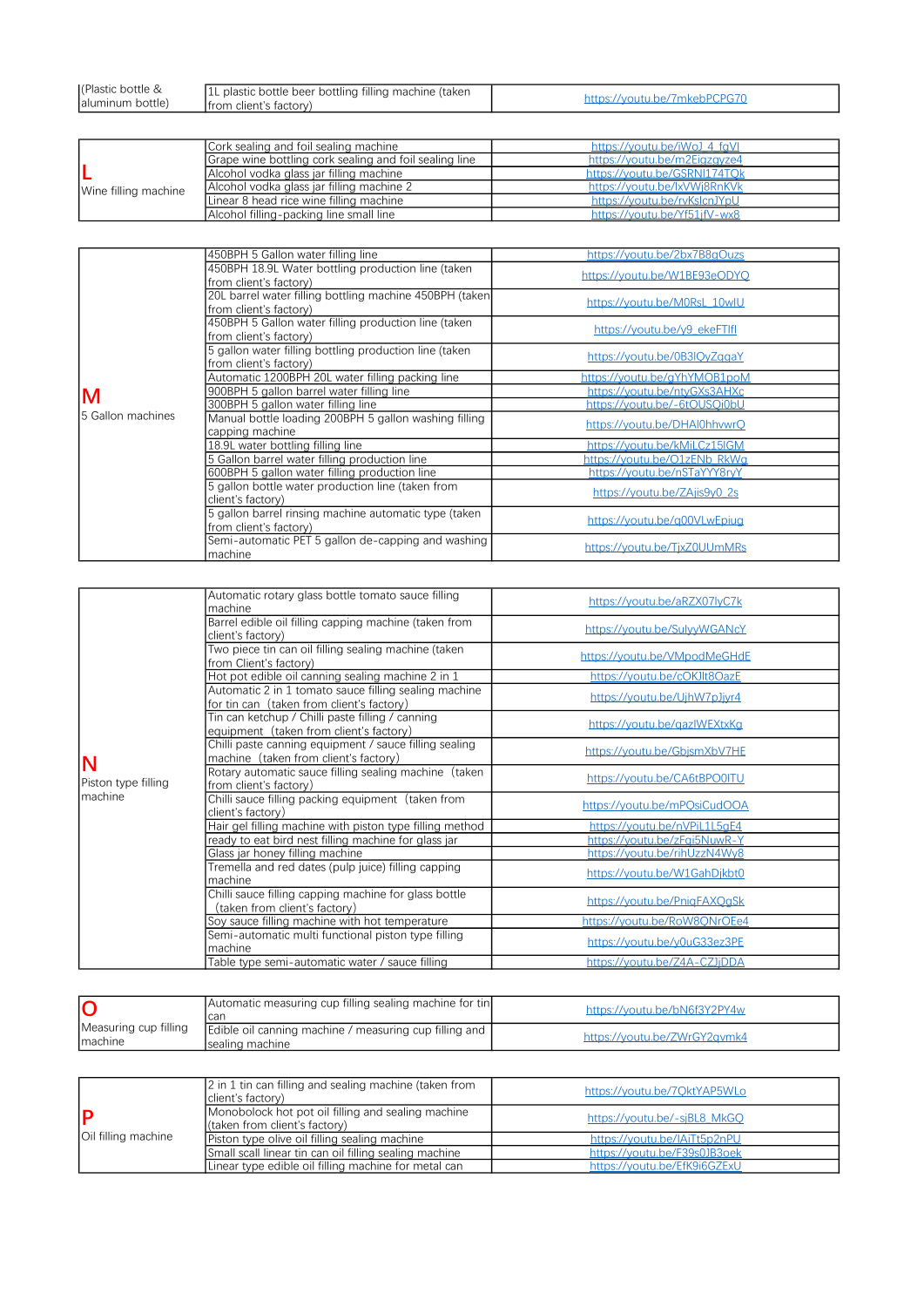| (Plastic bottle & aluminum bottle) | 1L plastic bottle beer bottling filling machine (taken from client's factory) | https://youtu.be/7mkebPCPG70 |
|---|---|---|

| **L** Wine filling machine | Cork sealing and foil sealing machine | https://youtu.be/iWoJ_4_fgVI |
|---|---|---|
| | Grape wine bottling cork sealing and foil sealing line | https://youtu.be/m2Eigzgyze4 |
| | Alcohol vodka glass jar filling machine | https://youtu.be/GSRNI174TQk |
| | Alcohol vodka glass jar filling machine 2 | https://youtu.be/lxVWj8RnKVk |
| | Linear 8 head rice wine filling machine | https://youtu.be/rvKslcnJYpU |
| | Alcohol filling-packing line small line | https://youtu.be/Yf51jfV-wx8 |

| **M** 5 Gallon machines | 450BPH 5 Gallon water filling line | https://youtu.be/2bx7B8gOuzs |
|---|---|---|
| | 450BPH 18.9L Water bottling production line (taken from client's factory) | https://youtu.be/W1BE93eODYQ |
| | 20L barrel water filling bottling machine 450BPH (taken from client's factory) | https://youtu.be/M0RsL_10wIU |
| | 450BPH 5 Gallon water filling production line (taken from client's factory) | https://youtu.be/y9_ekeFTIfI |
| | 5 gallon water filling bottling production line (taken from client's factory) | https://youtu.be/0B3IQyZqgaY |
| | Automatic 1200BPH 20L water filling packing line | https://youtu.be/gYhYMQB1poM |
| | 900BPH 5 gallon barrel water filling line | https://youtu.be/ntyGXs3AHXc |
| | 300BPH 5 gallon water filling line | https://youtu.be/-6tQUSQi0bU |
| | Manual bottle loading 200BPH 5 gallon washing filling capping machine | https://youtu.be/DHAl0hhvwrQ |
| | 18.9L water bottling filling line | https://youtu.be/kMiLCz15lGM |
| | 5 Gallon barrel water filling production line | https://youtu.be/O1zENb_RkWg |
| | 600BPH 5 gallon water filling production line | https://youtu.be/nSTaYYY8ryY |
| | 5 gallon bottle water production line (taken from client's factory) | https://youtu.be/ZAjs9y0_2s |
| | 5 gallon barrel rinsing machine automatic type (taken from client's factory) | https://youtu.be/g00VLwEpiug |
| | Semi-automatic PET 5 gallon de-capping and washing machine | https://youtu.be/TjxZ0UUmMRs |

| **N** Piston type filling machine | Automatic rotary glass bottle tomato sauce filling machine | https://youtu.be/aRZX07lyC7k |
|---|---|---|
| | Barrel edible oil filling capping machine (taken from client's factory) | https://youtu.be/SulyyWGANcY |
| | Two piece tin can oil filling sealing machine (taken from Client's factory) | https://youtu.be/VMpodMeGHdE |
| | Hot pot edible oil canning sealing machine 2 in 1 | https://youtu.be/cOKJlt8OazE |
| | Automatic 2 in 1 tomato sauce filling sealing machine for tin can (taken from client's factory) | https://youtu.be/UjhW7pJjyr4 |
| | Tin can ketchup / Chilli paste filling / canning equipment (taken from client's factory) | https://youtu.be/qazlWEXtxKg |
| | Chilli paste canning equipment / sauce filling sealing machine (taken from client's factory) | https://youtu.be/GbjsmXbV7HE |
| | Rotary automatic sauce filling sealing machine (taken from client's factory) | https://youtu.be/CA6tBPO0ITU |
| | Chilli sauce filling packing equipment (taken from client's factory) | https://youtu.be/mPQsiCudOOA |
| | Hair gel filling machine with piston type filling method | https://youtu.be/nVPiL1L5gE4 |
| | ready to eat bird nest filling machine for glass jar | https://youtu.be/zFqi5NuwR-Y |
| | Glass jar honey filling machine | https://youtu.be/rihUzzN4Wy8 |
| | Tremella and red dates (pulp juice) filling capping machine | https://youtu.be/W1GahDjkbt0 |
| | Chilli sauce filling capping machine for glass bottle (taken from client's factory) | https://youtu.be/PniqFAXQgSk |
| | Soy sauce filling machine with hot temperature | https://youtu.be/RoW8QNrOEe4 |
| | Semi-automatic multi functional piston type filling machine | https://youtu.be/y0uG33ez3PE |
| | Table type semi-automatic water / sauce filling | https://youtu.be/Z4A-CZJjDDA |

| **O** Measuring cup filling machine | Automatic measuring cup filling sealing machine for tin can | https://youtu.be/bN6f3Y2PY4w |
|---|---|---|
| | Edible oil canning machine / measuring cup filling and sealing machine | https://youtu.be/ZWrGY2qvmk4 |

| **P** Oil filling machine | 2 in 1 tin can filling and sealing machine (taken from client's factory) | https://youtu.be/7QktYAP5WLo |
|---|---|---|
| | Monobolock hot pot oil filling and sealing machine (taken from client's factory) | https://youtu.be/-sjBL8_MkGQ |
| | Piston type olive oil filling sealing machine | https://youtu.be/IAiTt5p2nPU |
| | Small scall linear tin can oil filling sealing machine | https://youtu.be/F39s0JB3oek |
| | Linear type edible oil filling machine for metal can | https://youtu.be/EfK9i6GZExU |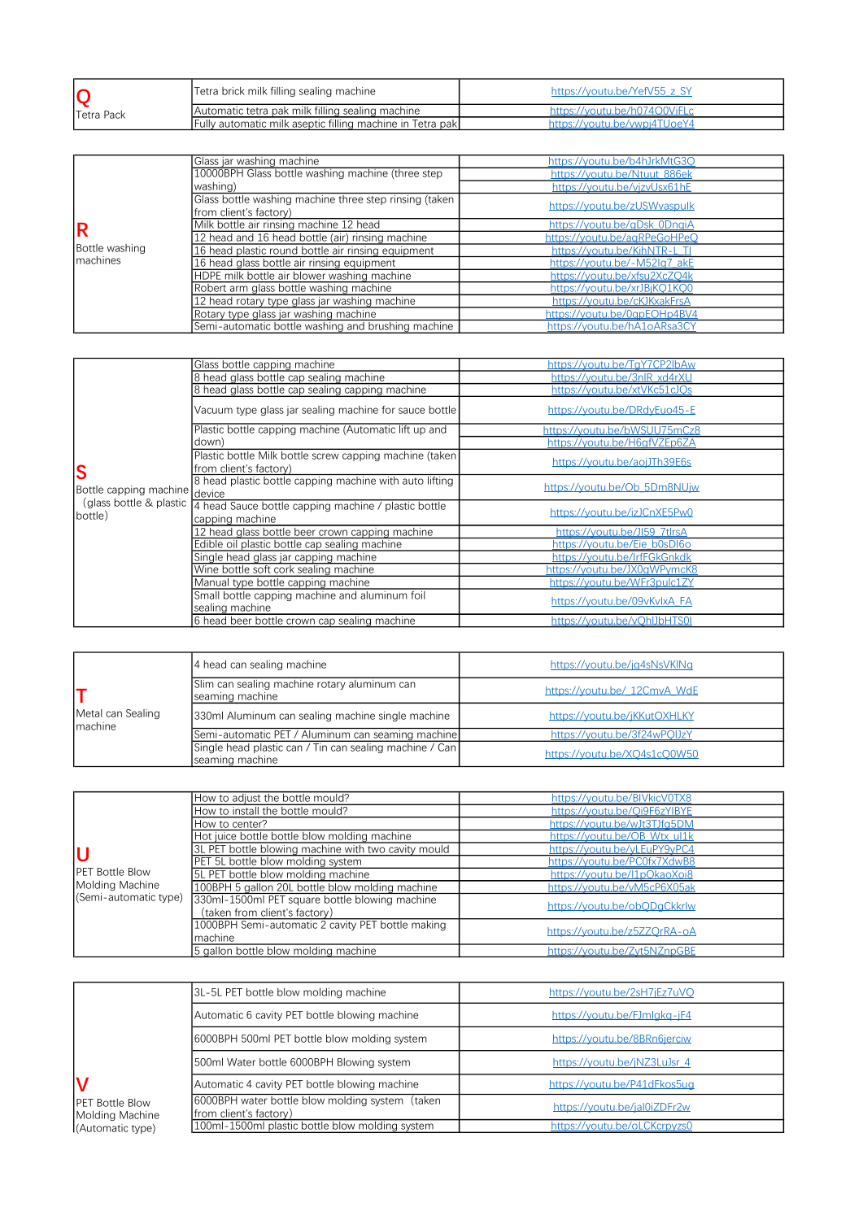| Category | Machine | Link |
|---|---|---|
| **Q** Tetra Pack | Tetra brick milk filling sealing machine | https://youtu.be/YefV55_z_SY |
| | Automatic tetra pak milk filling sealing machine | https://youtu.be/h074O0ViFLc |
| | Fully automatic milk aseptic filling machine in Tetra pak | https://youtu.be/vwpj4TUoeY4 |

| Category | Machine | Link |
|---|---|---|
| **R** Bottle washing machines | Glass jar washing machine | https://youtu.be/b4hJrkMtG3Q |
| | 10000BPH Glass bottle washing machine (three step washing) | https://youtu.be/Ntuut_886ek |
| | | https://youtu.be/vjzvUsx61hE |
| | Glass bottle washing machine three step rinsing (taken from client's factory) | https://youtu.be/zUSWvaspulk |
| | Milk bottle air rinsing machine 12 head | https://youtu.be/gDsk_0DngiA |
| | 12 head and 16 head bottle (air) rinsing machine | https://youtu.be/agRPeGoHPeQ |
| | 16 head plastic round bottle air rinsing equipment | https://youtu.be/KihNTR-L_TI |
| | 16 head glass bottle air rinsing equipment | https://youtu.be/-M52Iq7_akE |
| | HDPE milk bottle air blower washing machine | https://youtu.be/xfsu2XcZQ4k |
| | Robert arm glass bottle washing machine | https://youtu.be/xrJBjKQ1KQ0 |
| | 12 head rotary type glass jar washing machine | https://youtu.be/cKJKxakFrsA |
| | Rotary type glass jar washing machine | https://youtu.be/0qpEOHp4BV4 |
| | Semi-automatic bottle washing and brushing machine | https://youtu.be/hA1oARsa3CY |

| Category | Machine | Link |
|---|---|---|
| **S** Bottle capping machine (glass bottle & plastic bottle) | Glass bottle capping machine | https://youtu.be/TgY7CP2lbAw |
| | 8 head glass bottle cap sealing machine | https://youtu.be/3nlR_xd4rXU |
| | 8 head glass bottle cap sealing capping machine | https://youtu.be/xtVKc51cJQs |
| | Vacuum type glass jar sealing machine for sauce bottle | https://youtu.be/DRdyEuo45-E |
| | Plastic bottle capping machine (Automatic lift up and down) | https://youtu.be/bWSUU75mCz8 |
| | | https://youtu.be/H6gfVZEp6ZA |
| | Plastic bottle Milk bottle screw capping machine (taken from client's factory) | https://youtu.be/aojJTh39E6s |
| | 8 head plastic bottle capping machine with auto lifting device | https://youtu.be/Ob_5Dm8NUjw |
| | 4 head Sauce bottle capping machine / plastic bottle capping machine | https://youtu.be/izJCnXE5Pw0 |
| | 12 head glass bottle beer crown capping machine | https://youtu.be/Jl59_7tIrsA |
| | Edible oil plastic bottle cap sealing machine | https://youtu.be/Eie_b0sDI6o |
| | Single head glass jar capping machine | https://youtu.be/IrfFGkGnkdk |
| | Wine bottle soft cork sealing machine | https://youtu.be/JX0gWPymcK8 |
| | Manual type bottle capping machine | https://youtu.be/WFr3pulc1ZY |
| | Small bottle capping machine and aluminum foil sealing machine | https://youtu.be/09vKvIxA_FA |
| | 6 head beer bottle crown cap sealing machine | https://youtu.be/vQhIJbHTS0I |

| Category | Machine | Link |
|---|---|---|
| **T** Metal can Sealing machine | 4 head can sealing machine | https://youtu.be/jq4sNsVKlNg |
| | Slim can sealing machine rotary aluminum can seaming machine | https://youtu.be/_12CmvA_WdE |
| | 330ml Aluminum can sealing machine single machine | https://youtu.be/jKKutOXHLKY |
| | Semi-automatic PET / Aluminum can seaming machine | https://youtu.be/3f24wPQIJzY |
| | Single head plastic can / Tin can sealing machine / Can seaming machine | https://youtu.be/XQ4s1cQ0W50 |

| Category | Machine | Link |
|---|---|---|
| **U** PET Bottle Blow Molding Machine (Semi-automatic type) | How to adjust the bottle mould? | https://youtu.be/BIVkicV0TX8 |
| | How to install the bottle mould? | https://youtu.be/Qi9F6zYIBYE |
| | How to center? | https://youtu.be/wJt3TJfg5DM |
| | Hot juice bottle bottle blow molding machine | https://youtu.be/OB_Wtx_ul1k |
| | 3L PET bottle blowing machine with two cavity mould | https://youtu.be/yLEuPY9yPC4 |
| | PET 5L bottle blow molding system | https://youtu.be/PC0fx7XdwB8 |
| | 5L PET bottle blow molding machine | https://youtu.be/l1pOkaoXoi8 |
| | 100BPH 5 gallon 20L bottle blow molding machine | https://youtu.be/vM5cP6X05ak |
| | 330ml-1500ml PET square bottle blowing machine (taken from client's factory) | https://youtu.be/obQDgCkkrlw |
| | 1000BPH Semi-automatic 2 cavity PET bottle making machine | https://youtu.be/z5ZZQrRA-oA |
| | 5 gallon bottle blow molding machine | https://youtu.be/Zyt5NZnpGBE |

| Category | Machine | Link |
|---|---|---|
| **V** PET Bottle Blow Molding Machine (Automatic type) | 3L-5L PET bottle blow molding machine | https://youtu.be/2sH7jEz7uVQ |
| | Automatic 6 cavity PET bottle blowing machine | https://youtu.be/FJmlgkq-jF4 |
| | 6000BPH 500ml PET bottle blow molding system | https://youtu.be/8BRn6jerciw |
| | 500ml Water bottle 6000BPH Blowing system | https://youtu.be/jNZ3LuJsr_4 |
| | Automatic 4 cavity PET bottle blowing machine | https://youtu.be/P41dFkos5ug |
| | 6000BPH water bottle blow molding system (taken from client's factory) | https://youtu.be/jal0iZDFr2w |
| | 100ml-1500ml plastic bottle blow molding system | https://youtu.be/oLCKcrpyzs0 |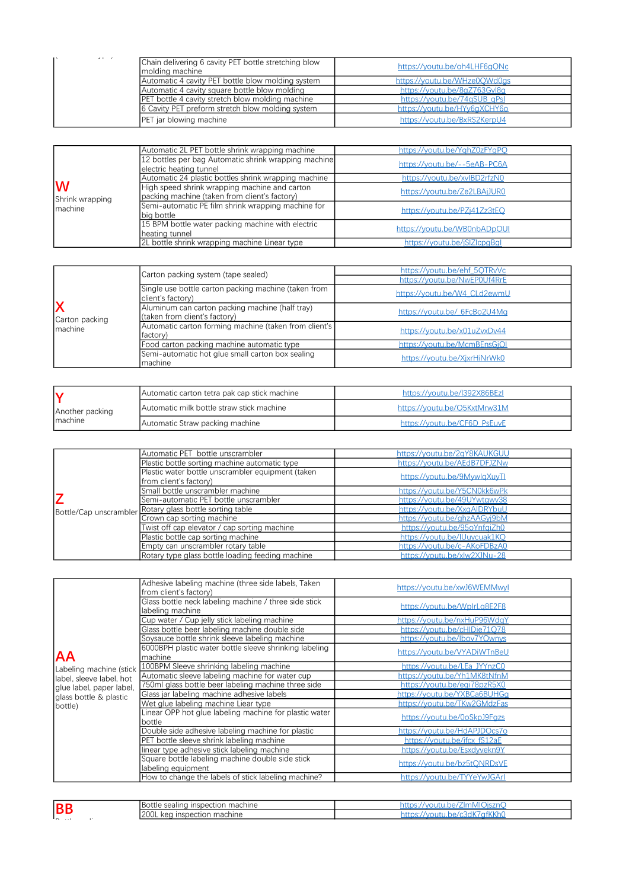| | | |
|---|---|---|
| | Chain delivering 6 cavity PET bottle stretching blow molding machine | https://youtu.be/oh4LHF6qQNc |
| | Automatic 4 cavity PET bottle blow molding system | https://youtu.be/WHze0QWd0gs |
| | Automatic 4 cavity square bottle blow molding | https://youtu.be/8gZ763Gvl8g |
| | PET bottle 4 cavity stretch blow molding machine | https://youtu.be/74qSUB_gPsI |
| | 6 Cavity PET preform stretch blow molding system | https://youtu.be/HYy6gXCHY6o |
| | PET jar blowing machine | https://youtu.be/BxRS2KerpU4 |

| | | |
|---|---|---|
| **W** Shrink wrapping machine | Automatic 2L PET bottle shrink wrapping machine | https://youtu.be/YghZ0zFYgPQ |
| | 12 bottles per bag Automatic shrink wrapping machine electric heating tunnel | https://youtu.be/--5eAB-PC6A |
| | Automatic 24 plastic bottles shrink wrapping machine | https://youtu.be/xvIBD2rfzN0 |
| | High speed shrink wrapping machine and carton packing machine (taken from client's factory) | https://youtu.be/Ze2LBAjJUR0 |
| | Semi-automatic PE film shrink wrapping machine for big bottle | https://youtu.be/PZj41Zz3tEQ |
| | 15 BPM bottle water packing machine with electric heating tunnel | https://youtu.be/WB0nbADpOUI |
| | 2L bottle shrink wrapping machine Linear type | https://youtu.be/jSlZlcpgBgI |

| | | |
|---|---|---|
| **X** Carton packing machine | Carton packing system (tape sealed) | https://youtu.be/ehf_5QTRvVc<br>https://youtu.be/NwEP0Uf4RrE |
| | Single use bottle carton packing machine (taken from client's factory) | https://youtu.be/W4_CLd2ewmU |
| | Aluminum can carton packing machine (half tray) (taken from client's factory) | https://youtu.be/_6FcBo2U4Mg |
| | Automatic carton forming machine (taken from client's factory) | https://youtu.be/x01uZvxDv44 |
| | Food carton packing machine automatic type | https://youtu.be/McmBEnsGjOI |
| | Semi-automatic hot glue small carton box sealing machine | https://youtu.be/XjxrHiNrWk0 |

| | | |
|---|---|---|
| **Y** Another packing machine | Automatic carton tetra pak cap stick machine | https://youtu.be/I392X86BEzI |
| | Automatic milk bottle straw stick machine | https://youtu.be/O5KxtMrw31M |
| | Automatic Straw packing machine | https://youtu.be/CF6D_PsEuvE |

| | | |
|---|---|---|
| **Z** Bottle/Cap unscrambler | Automatic PET bottle unscrambler | https://youtu.be/2gY8KAUKGUU |
| | Plastic bottle sorting machine automatic type | https://youtu.be/AEdB7DFJZNw |
| | Plastic water bottle unscrambler equipment (taken from client's factory) | https://youtu.be/9MywlqXuyTI |
| | Small bottle unscrambler machine | https://youtu.be/Y5CN0kk6wPk |
| | Semi-automatic PET bottle unscrambler | https://youtu.be/49UYwtgwv38 |
| | Rotary glass bottle sorting table | https://youtu.be/XxqAIDRYbuU |
| | Crown cap sorting machine | https://youtu.be/ghzAAGyj9bM |
| | Twist off cap elevator / cap sorting machine | https://youtu.be/95oYnfqiZh0 |
| | Plastic bottle cap sorting machine | https://youtu.be/IUuvcuak1KQ |
| | Empty can unscrambler rotary table | https://youtu.be/c-AKoFDBzA0 |
| | Rotary type glass bottle loading feeding machine | https://youtu.be/xlw2XJNu-28 |

| | | |
|---|---|---|
| **AA** Labeling machine (stick label, sleeve label, hot glue label, paper label, glass bottle & plastic bottle) | Adhesive labeling machine (three side labels, Taken from client's factory) | https://youtu.be/xwJ6WEMMwyI |
| | Glass bottle neck labeling machine / three side stick labeling machine | https://youtu.be/WpIrLq8E2F8 |
| | Cup water / Cup jelly stick labeling machine | https://youtu.be/nxHuP96WdqY |
| | Glass bottle beer labeling machine double side | https://youtu.be/cHIDie71Q78 |
| | Soysauce bottle shrink sleeve labeling machine | https://youtu.be/Ibov7YOwnys |
| | 6000BPH plastic water bottle sleeve shrinking labeling machine | https://youtu.be/VYADiWTnBeU |
| | 100BPM Sleeve shrinking labeling machine | https://youtu.be/LEa_JYYnzC0 |
| | Automatic sleeve labeling machine for water cup | https://youtu.be/Yh1MK8tNfnM |
| | 750ml glass bottle beer labeling machine three side | https://youtu.be/eqi78pzR5X0 |
| | Glass jar labeling machine adhesive labels | https://youtu.be/YXBCa6BUHGg |
| | Wet glue labeling machine Liear type | https://youtu.be/TKw2GMdzFas |
| | Linear OPP hot glue labeling machine for plastic water bottle | https://youtu.be/0oSkpJ9Fgzs |
| | Double side adhesive labeling machine for plastic | https://youtu.be/HdAPJDOcs7o |
| | PET bottle sleeve shrink labeling machine | https://youtu.be/ifcx_fS12aE |
| | linear type adhesive stick labeling machine | https://youtu.be/Esxdyvekn9Y |
| | Square bottle labeling machine double side stick labeling equipment | https://youtu.be/bz5tQNRDsVE |
| | How to change the labels of stick labeling machine? | https://youtu.be/TYYeYwJGArI |

| | | |
|---|---|---|
| **BB** | Bottle sealing inspection machine | https://youtu.be/ZlmMIOjsznQ |
| | 200L keg inspection machine | https://youtu.be/c3dK7gfKKh0 |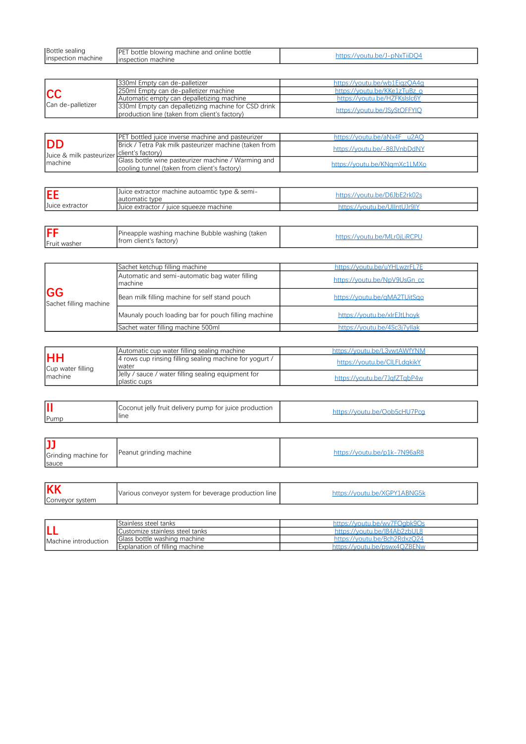| | | |
|---|---|---|
| Bottle sealing inspection machine | PET bottle blowing machine and online bottle inspection machine | https://youtu.be/J-pNxTiiDQ4 |

| | | |
|---|---|---|
| **CC** Can de-palletizer | 330ml Empty can de-palletizer | https://youtu.be/wb1EiqzQA4g |
| | 250ml Empty can de-palletizer machine | https://youtu.be/KKe1zTuBz_o |
| | Automatic empty can depalletizing machine | https://youtu.be/HZFKslsIc6Y |
| | 330ml Empty can depalletizing machine for CSD drink production line (taken from client's factory) | https://youtu.be/JSyStOFFYIQ |

| | | |
|---|---|---|
| **DD** Juice & milk pasteurizer machine | PET bottled juice inverse machine and pasteurizer | https://youtu.be/aNx4F__u2AQ |
| | Brick / Tetra Pak milk pasteurizer machine (taken from client's factory) | https://youtu.be/-88JVnbDdNY |
| | Glass bottle wine pasteurizer machine / Warming and cooling tunnel (taken from client's factory) | https://youtu.be/KNqmXc1LMXo |

| | | |
|---|---|---|
| **EE** Juice extractor | Juice extractor machine autoamtic type & semi-automatic type | https://youtu.be/D6JbE2rk02s |
| | Juice extractor / juice squeeze machine | https://youtu.be/UlIntUJr9IY |

| | | |
|---|---|---|
| **FF** Fruit washer | Pineapple washing machine Bubble washing (taken from client's factory) | https://youtu.be/MLr0jLiRCPU |

| | | |
|---|---|---|
| **GG** Sachet filling machine | Sachet ketchup filling machine | https://youtu.be/uYHLwzrFL7E |
| | Automatic and semi-automatic bag water filling machine | https://youtu.be/NpV9UsGn_cc |
| | Bean milk filling machine for self stand pouch | https://youtu.be/qMA2TUitSqo |
| | Maunaly pouch loading bar for pouch filling machine | https://youtu.be/xlrEJtLhoyk |
| | Sachet water filling machine 500ml | https://youtu.be/4Sc3j7yllak |

| | | |
|---|---|---|
| **HH** Cup water filling machine | Automatic cup water filling sealing machine | https://youtu.be/L3vwtAWfYNM |
| | 4 rows cup rinsing filling sealing machine for yogurt / water | https://youtu.be/CILFLdqkikY |
| | Jelly / sauce / water filling sealing equipment for plastic cups | https://youtu.be/7JqfZTqbP4w |

| | | |
|---|---|---|
| **II** Pump | Coconut jelly fruit delivery pump for juice production line | https://youtu.be/Oob5cHU7Pcg |

| | | |
|---|---|---|
| **JJ** Grinding machine for sauce | Peanut grinding machine | https://youtu.be/p1k-7N96aR8 |

| | | |
|---|---|---|
| **KK** Conveyor system | Various conveyor system for beverage production line | https://youtu.be/XGPY1ABNG5k |

| | | |
|---|---|---|
| **LL** Machine introduction | Stainless steel tanks | https://youtu.be/wy7FOgbk9Os |
| | Customize stainless steel tanks | https://youtu.be/I84Ab2zbUL8 |
| | Glass bottle washing machine | https://youtu.be/Bch2RdxzQ24 |
| | Explanation of filling machine | https://youtu.be/pswx4QZBENw |